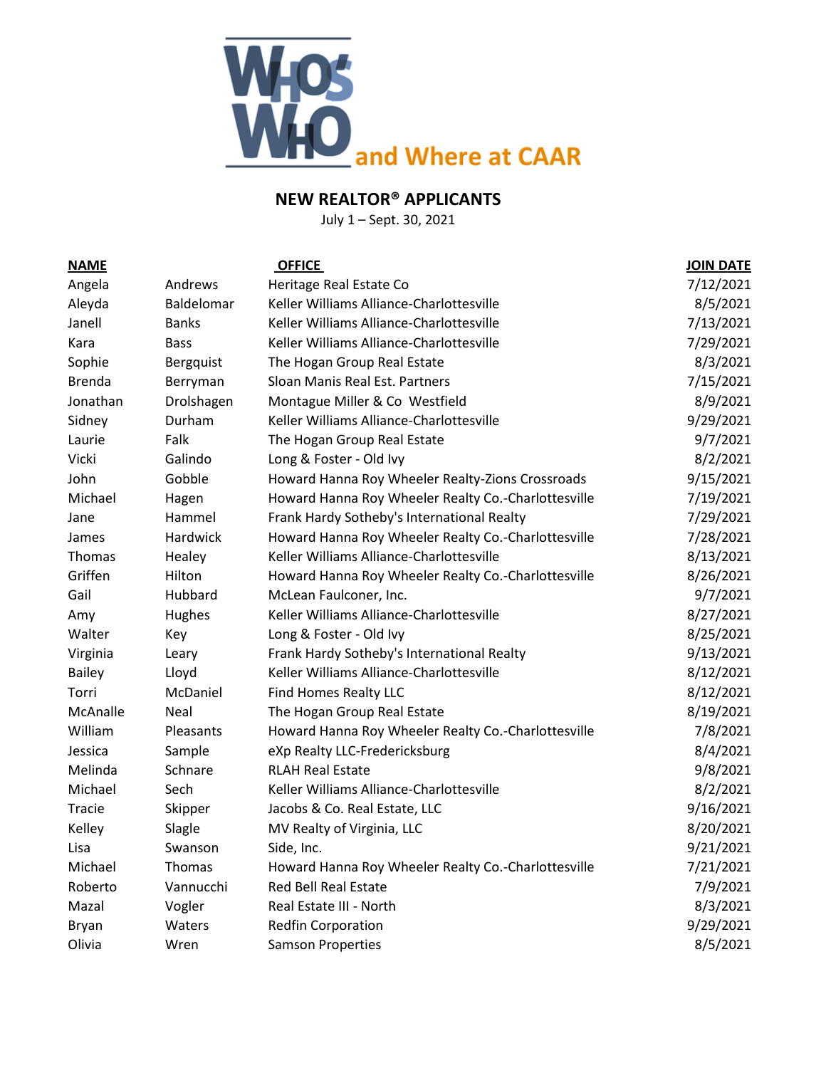# WHO'S WHO and Where at CAAR

## NEW REALTOR® APPLICANTS

July 1 – Sept. 30, 2021

| NAME | | OFFICE | JOIN DATE |
|---|---|---|---|
| Angela | Andrews | Heritage Real Estate Co | 7/12/2021 |
| Aleyda | Baldelomar | Keller Williams Alliance-Charlottesville | 8/5/2021 |
| Janell | Banks | Keller Williams Alliance-Charlottesville | 7/13/2021 |
| Kara | Bass | Keller Williams Alliance-Charlottesville | 7/29/2021 |
| Sophie | Bergquist | The Hogan Group Real Estate | 8/3/2021 |
| Brenda | Berryman | Sloan Manis Real Est. Partners | 7/15/2021 |
| Jonathan | Drolshagen | Montague Miller & Co Westfield | 8/9/2021 |
| Sidney | Durham | Keller Williams Alliance-Charlottesville | 9/29/2021 |
| Laurie | Falk | The Hogan Group Real Estate | 9/7/2021 |
| Vicki | Galindo | Long & Foster - Old Ivy | 8/2/2021 |
| John | Gobble | Howard Hanna Roy Wheeler Realty-Zions Crossroads | 9/15/2021 |
| Michael | Hagen | Howard Hanna Roy Wheeler Realty Co.-Charlottesville | 7/19/2021 |
| Jane | Hammel | Frank Hardy Sotheby's International Realty | 7/29/2021 |
| James | Hardwick | Howard Hanna Roy Wheeler Realty Co.-Charlottesville | 7/28/2021 |
| Thomas | Healey | Keller Williams Alliance-Charlottesville | 8/13/2021 |
| Griffen | Hilton | Howard Hanna Roy Wheeler Realty Co.-Charlottesville | 8/26/2021 |
| Gail | Hubbard | McLean Faulconer, Inc. | 9/7/2021 |
| Amy | Hughes | Keller Williams Alliance-Charlottesville | 8/27/2021 |
| Walter | Key | Long & Foster - Old Ivy | 8/25/2021 |
| Virginia | Leary | Frank Hardy Sotheby's International Realty | 9/13/2021 |
| Bailey | Lloyd | Keller Williams Alliance-Charlottesville | 8/12/2021 |
| Torri | McDaniel | Find Homes Realty LLC | 8/12/2021 |
| McAnalle | Neal | The Hogan Group Real Estate | 8/19/2021 |
| William | Pleasants | Howard Hanna Roy Wheeler Realty Co.-Charlottesville | 7/8/2021 |
| Jessica | Sample | eXp Realty LLC-Fredericksburg | 8/4/2021 |
| Melinda | Schnare | RLAH Real Estate | 9/8/2021 |
| Michael | Sech | Keller Williams Alliance-Charlottesville | 8/2/2021 |
| Tracie | Skipper | Jacobs & Co. Real Estate, LLC | 9/16/2021 |
| Kelley | Slagle | MV Realty of Virginia, LLC | 8/20/2021 |
| Lisa | Swanson | Side, Inc. | 9/21/2021 |
| Michael | Thomas | Howard Hanna Roy Wheeler Realty Co.-Charlottesville | 7/21/2021 |
| Roberto | Vannucchi | Red Bell Real Estate | 7/9/2021 |
| Mazal | Vogler | Real Estate III - North | 8/3/2021 |
| Bryan | Waters | Redfin Corporation | 9/29/2021 |
| Olivia | Wren | Samson Properties | 8/5/2021 |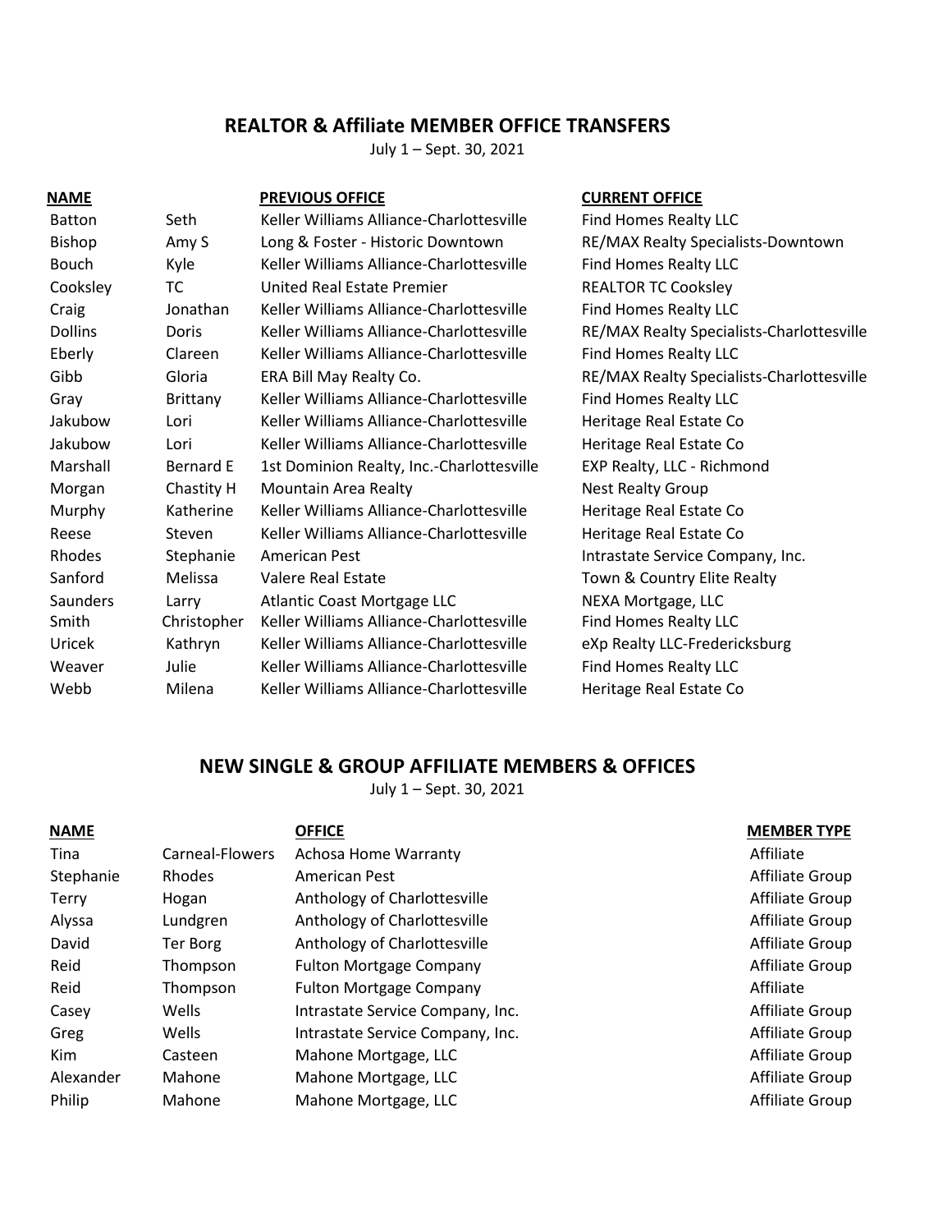## REALTOR & Affiliate MEMBER OFFICE TRANSFERS

July 1 – Sept. 30, 2021

| NAME | | PREVIOUS OFFICE | CURRENT OFFICE |
|---|---|---|---|
| Batton | Seth | Keller Williams Alliance-Charlottesville | Find Homes Realty LLC |
| Bishop | Amy S | Long & Foster - Historic Downtown | RE/MAX Realty Specialists-Downtown |
| Bouch | Kyle | Keller Williams Alliance-Charlottesville | Find Homes Realty LLC |
| Cooksley | TC | United Real Estate Premier | REALTOR TC Cooksley |
| Craig | Jonathan | Keller Williams Alliance-Charlottesville | Find Homes Realty LLC |
| Dollins | Doris | Keller Williams Alliance-Charlottesville | RE/MAX Realty Specialists-Charlottesville |
| Eberly | Clareen | Keller Williams Alliance-Charlottesville | Find Homes Realty LLC |
| Gibb | Gloria | ERA Bill May Realty Co. | RE/MAX Realty Specialists-Charlottesville |
| Gray | Brittany | Keller Williams Alliance-Charlottesville | Find Homes Realty LLC |
| Jakubow | Lori | Keller Williams Alliance-Charlottesville | Heritage Real Estate Co |
| Jakubow | Lori | Keller Williams Alliance-Charlottesville | Heritage Real Estate Co |
| Marshall | Bernard E | 1st Dominion Realty, Inc.-Charlottesville | EXP Realty, LLC - Richmond |
| Morgan | Chastity H | Mountain Area Realty | Nest Realty Group |
| Murphy | Katherine | Keller Williams Alliance-Charlottesville | Heritage Real Estate Co |
| Reese | Steven | Keller Williams Alliance-Charlottesville | Heritage Real Estate Co |
| Rhodes | Stephanie | American Pest | Intrastate Service Company, Inc. |
| Sanford | Melissa | Valere Real Estate | Town & Country Elite Realty |
| Saunders | Larry | Atlantic Coast Mortgage LLC | NEXA Mortgage, LLC |
| Smith | Christopher | Keller Williams Alliance-Charlottesville | Find Homes Realty LLC |
| Uricek | Kathryn | Keller Williams Alliance-Charlottesville | eXp Realty LLC-Fredericksburg |
| Weaver | Julie | Keller Williams Alliance-Charlottesville | Find Homes Realty LLC |
| Webb | Milena | Keller Williams Alliance-Charlottesville | Heritage Real Estate Co |

## NEW SINGLE & GROUP AFFILIATE MEMBERS & OFFICES

July 1 – Sept. 30, 2021

| NAME | | OFFICE | MEMBER TYPE |
|---|---|---|---|
| Tina | Carneal-Flowers | Achosa Home Warranty | Affiliate |
| Stephanie | Rhodes | American Pest | Affiliate Group |
| Terry | Hogan | Anthology of Charlottesville | Affiliate Group |
| Alyssa | Lundgren | Anthology of Charlottesville | Affiliate Group |
| David | Ter Borg | Anthology of Charlottesville | Affiliate Group |
| Reid | Thompson | Fulton Mortgage Company | Affiliate Group |
| Reid | Thompson | Fulton Mortgage Company | Affiliate |
| Casey | Wells | Intrastate Service Company, Inc. | Affiliate Group |
| Greg | Wells | Intrastate Service Company, Inc. | Affiliate Group |
| Kim | Casteen | Mahone Mortgage, LLC | Affiliate Group |
| Alexander | Mahone | Mahone Mortgage, LLC | Affiliate Group |
| Philip | Mahone | Mahone Mortgage, LLC | Affiliate Group |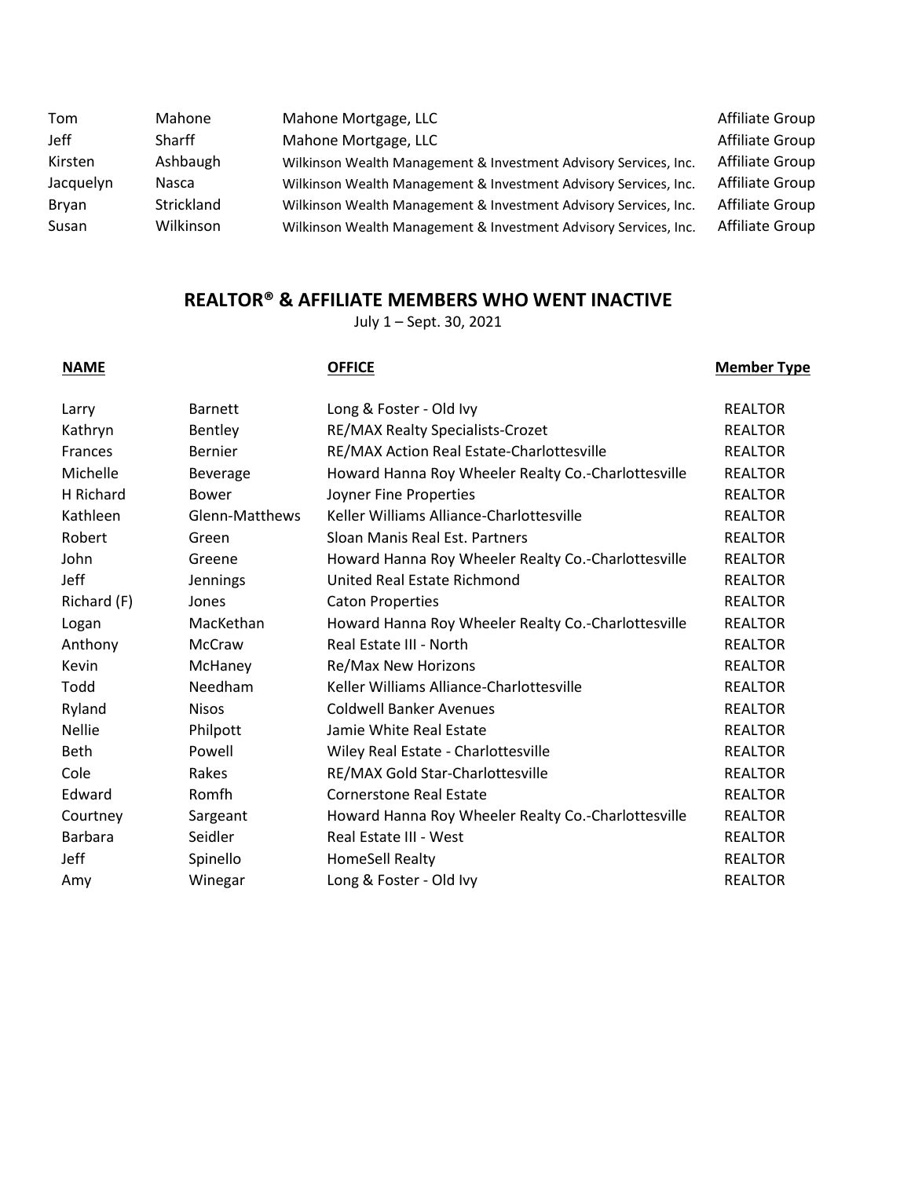| | | | |
|---|---|---|---|
| Tom | Mahone | Mahone Mortgage, LLC | Affiliate Group |
| Jeff | Sharff | Mahone Mortgage, LLC | Affiliate Group |
| Kirsten | Ashbaugh | Wilkinson Wealth Management & Investment Advisory Services, Inc. | Affiliate Group |
| Jacquelyn | Nasca | Wilkinson Wealth Management & Investment Advisory Services, Inc. | Affiliate Group |
| Bryan | Strickland | Wilkinson Wealth Management & Investment Advisory Services, Inc. | Affiliate Group |
| Susan | Wilkinson | Wilkinson Wealth Management & Investment Advisory Services, Inc. | Affiliate Group |

## REALTOR® & AFFILIATE MEMBERS WHO WENT INACTIVE

July 1 – Sept. 30, 2021

| **NAME** | | **OFFICE** | **Member Type** |
|---|---|---|---|
| Larry | Barnett | Long & Foster - Old Ivy | REALTOR |
| Kathryn | Bentley | RE/MAX Realty Specialists-Crozet | REALTOR |
| Frances | Bernier | RE/MAX Action Real Estate-Charlottesville | REALTOR |
| Michelle | Beverage | Howard Hanna Roy Wheeler Realty Co.-Charlottesville | REALTOR |
| H Richard | Bower | Joyner Fine Properties | REALTOR |
| Kathleen | Glenn-Matthews | Keller Williams Alliance-Charlottesville | REALTOR |
| Robert | Green | Sloan Manis Real Est. Partners | REALTOR |
| John | Greene | Howard Hanna Roy Wheeler Realty Co.-Charlottesville | REALTOR |
| Jeff | Jennings | United Real Estate Richmond | REALTOR |
| Richard (F) | Jones | Caton Properties | REALTOR |
| Logan | MacKethan | Howard Hanna Roy Wheeler Realty Co.-Charlottesville | REALTOR |
| Anthony | McCraw | Real Estate III - North | REALTOR |
| Kevin | McHaney | Re/Max New Horizons | REALTOR |
| Todd | Needham | Keller Williams Alliance-Charlottesville | REALTOR |
| Ryland | Nisos | Coldwell Banker Avenues | REALTOR |
| Nellie | Philpott | Jamie White Real Estate | REALTOR |
| Beth | Powell | Wiley Real Estate - Charlottesville | REALTOR |
| Cole | Rakes | RE/MAX Gold Star-Charlottesville | REALTOR |
| Edward | Romfh | Cornerstone Real Estate | REALTOR |
| Courtney | Sargeant | Howard Hanna Roy Wheeler Realty Co.-Charlottesville | REALTOR |
| Barbara | Seidler | Real Estate III - West | REALTOR |
| Jeff | Spinello | HomeSell Realty | REALTOR |
| Amy | Winegar | Long & Foster - Old Ivy | REALTOR |